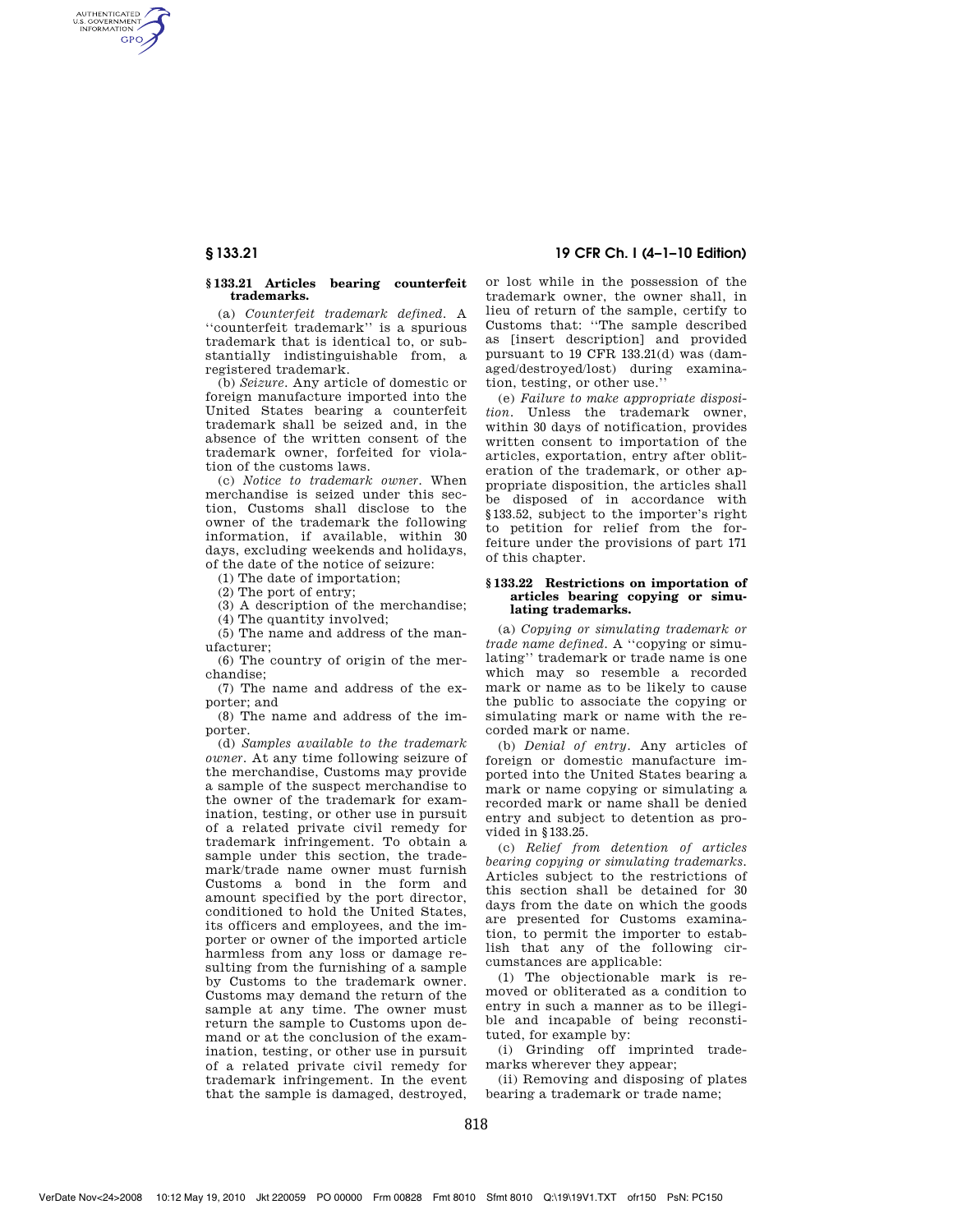### § 133.21 Articles bearing counterfeit trademarks.

(a) *Counterfeit trademark defined.* A ''counterfeit trademark'' is a spurious trademark that is identical to, or substantially indistinguishable from, a registered trademark.

(b) *Seizure.* Any article of domestic or foreign manufacture imported into the United States bearing a counterfeit trademark shall be seized and, in the absence of the written consent of the trademark owner, forfeited for violation of the customs laws.

(c) *Notice to trademark owner.* When merchandise is seized under this section, Customs shall disclose to the owner of the trademark the following information, if available, within 30 days, excluding weekends and holidays, of the date of the notice of seizure:

(1) The date of importation;

(2) The port of entry;

(3) A description of the merchandise;

(4) The quantity involved;

(5) The name and address of the manufacturer;

(6) The country of origin of the merchandise;

(7) The name and address of the exporter; and

(8) The name and address of the importer.

(d) *Samples available to the trademark owner.* At any time following seizure of the merchandise, Customs may provide a sample of the suspect merchandise to the owner of the trademark for examination, testing, or other use in pursuit of a related private civil remedy for trademark infringement. To obtain a sample under this section, the trademark/trade name owner must furnish Customs a bond in the form and amount specified by the port director, conditioned to hold the United States, its officers and employees, and the importer or owner of the imported article harmless from any loss or damage resulting from the furnishing of a sample by Customs to the trademark owner. Customs may demand the return of the sample at any time. The owner must return the sample to Customs upon demand or at the conclusion of the examination, testing, or other use in pursuit of a related private civil remedy for trademark infringement. In the event that the sample is damaged, destroyed, or lost while in the possession of the trademark owner, the owner shall, in lieu of return of the sample, certify to Customs that: ''The sample described as [insert description] and provided pursuant to 19 CFR 133.21(d) was (damaged/destroyed/lost) during examination, testing, or other use.''

(e) *Failure to make appropriate disposition.* Unless the trademark owner, within 30 days of notification, provides written consent to importation of the articles, exportation, entry after obliteration of the trademark, or other appropriate disposition, the articles shall be disposed of in accordance with §133.52, subject to the importer's right to petition for relief from the forfeiture under the provisions of part 171 of this chapter.

### § 133.22 Restrictions on importation of articles bearing copying or simulating trademarks.

(a) *Copying or simulating trademark or trade name defined.* A ''copying or simulating'' trademark or trade name is one which may so resemble a recorded mark or name as to be likely to cause the public to associate the copying or simulating mark or name with the recorded mark or name.

(b) *Denial of entry.* Any articles of foreign or domestic manufacture imported into the United States bearing a mark or name copying or simulating a recorded mark or name shall be denied entry and subject to detention as provided in §133.25.

(c) *Relief from detention of articles bearing copying or simulating trademarks.* Articles subject to the restrictions of this section shall be detained for 30 days from the date on which the goods are presented for Customs examination, to permit the importer to establish that any of the following circumstances are applicable:

(1) The objectionable mark is removed or obliterated as a condition to entry in such a manner as to be illegible and incapable of being reconstituted, for example by:

(i) Grinding off imprinted trademarks wherever they appear;

(ii) Removing and disposing of plates bearing a trademark or trade name;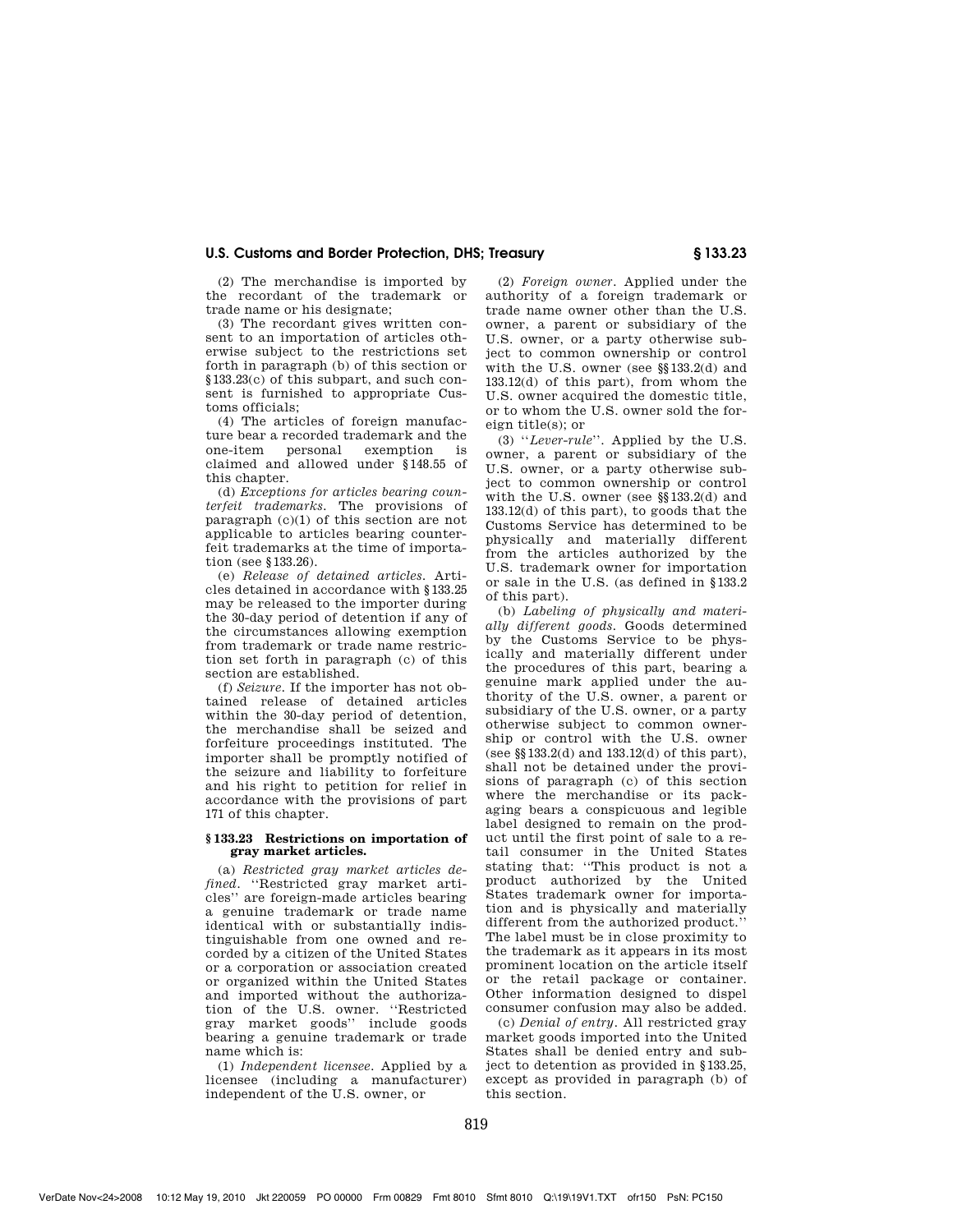(2) The merchandise is imported by the recordant of the trademark or trade name or his designate;

(3) The recordant gives written consent to an importation of articles otherwise subject to the restrictions set forth in paragraph (b) of this section or §133.23(c) of this subpart, and such consent is furnished to appropriate Customs officials;

(4) The articles of foreign manufacture bear a recorded trademark and the one-item personal exemption is claimed and allowed under §148.55 of this chapter.

(d) *Exceptions for articles bearing counterfeit trademarks.* The provisions of paragraph (c)(1) of this section are not applicable to articles bearing counterfeit trademarks at the time of importation (see §133.26).

(e) *Release of detained articles.* Articles detained in accordance with §133.25 may be released to the importer during the 30-day period of detention if any of the circumstances allowing exemption from trademark or trade name restriction set forth in paragraph (c) of this section are established.

(f) *Seizure.* If the importer has not obtained release of detained articles within the 30-day period of detention, the merchandise shall be seized and forfeiture proceedings instituted. The importer shall be promptly notified of the seizure and liability to forfeiture and his right to petition for relief in accordance with the provisions of part 171 of this chapter.

### §133.23 Restrictions on importation of gray market articles.

(a) *Restricted gray market articles defined.* "Restricted gray market articles" are foreign-made articles bearing a genuine trademark or trade name identical with or substantially indistinguishable from one owned and recorded by a citizen of the United States or a corporation or association created or organized within the United States and imported without the authorization of the U.S. owner. "Restricted gray market goods" include goods bearing a genuine trademark or trade name which is:

(1) *Independent licensee.* Applied by a licensee (including a manufacturer) independent of the U.S. owner, or

(2) *Foreign owner.* Applied under the authority of a foreign trademark or trade name owner other than the U.S. owner, a parent or subsidiary of the U.S. owner, or a party otherwise subject to common ownership or control with the U.S. owner (see §§133.2(d) and 133.12(d) of this part), from whom the U.S. owner acquired the domestic title, or to whom the U.S. owner sold the foreign title(s); or

(3) "*Lever-rule*". Applied by the U.S. owner, a parent or subsidiary of the U.S. owner, or a party otherwise subject to common ownership or control with the U.S. owner (see §§133.2(d) and 133.12(d) of this part), to goods that the Customs Service has determined to be physically and materially different from the articles authorized by the U.S. trademark owner for importation or sale in the U.S. (as defined in §133.2 of this part).

(b) *Labeling of physically and materially different goods.* Goods determined by the Customs Service to be physically and materially different under the procedures of this part, bearing a genuine mark applied under the authority of the U.S. owner, a parent or subsidiary of the U.S. owner, or a party otherwise subject to common ownership or control with the U.S. owner (see §§133.2(d) and 133.12(d) of this part), shall not be detained under the provisions of paragraph (c) of this section where the merchandise or its packaging bears a conspicuous and legible label designed to remain on the product until the first point of sale to a retail consumer in the United States stating that: "This product is not a product authorized by the United States trademark owner for importation and is physically and materially different from the authorized product." The label must be in close proximity to the trademark as it appears in its most prominent location on the article itself or the retail package or container. Other information designed to dispel consumer confusion may also be added.

(c) *Denial of entry.* All restricted gray market goods imported into the United States shall be denied entry and subject to detention as provided in §133.25, except as provided in paragraph (b) of this section.